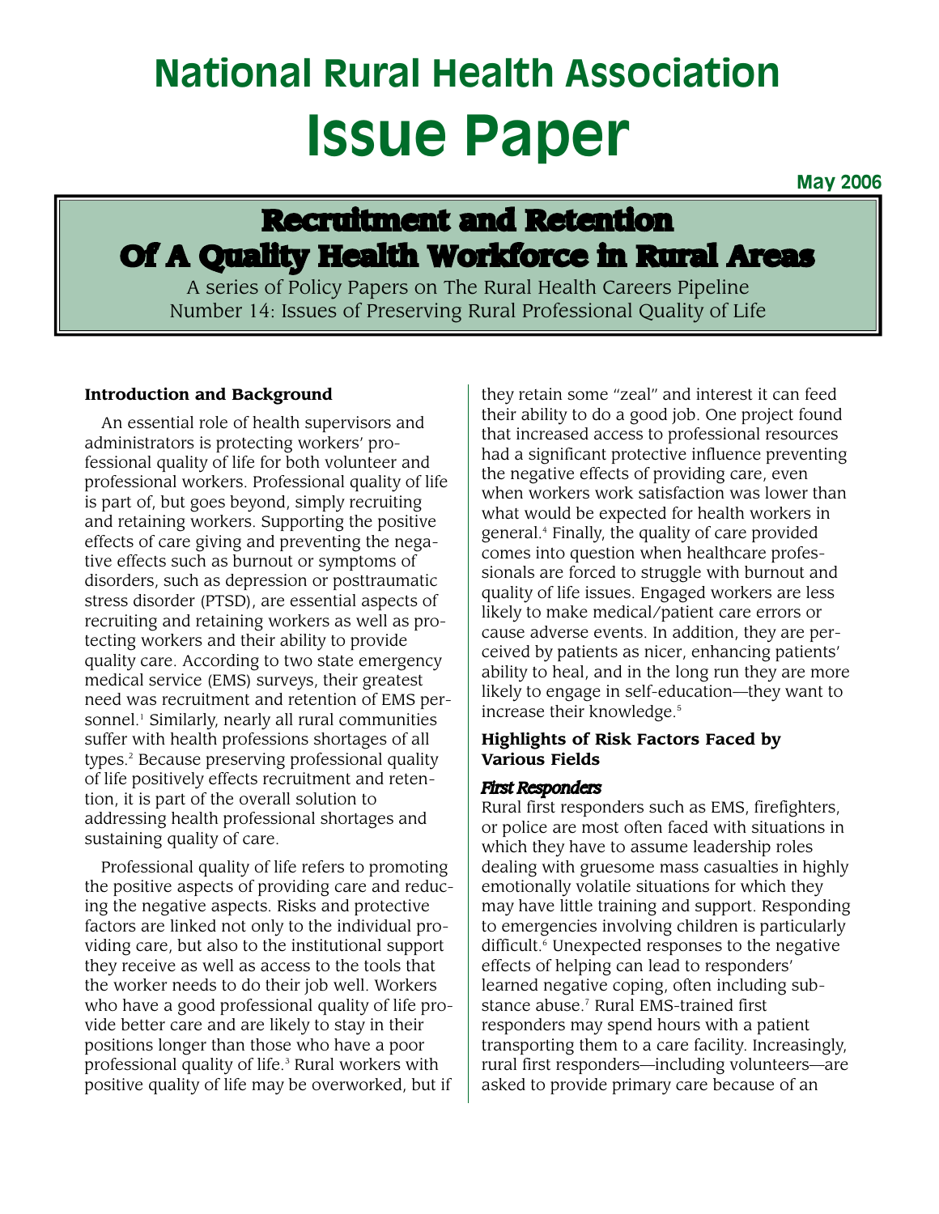# National Rural Health Association

# Issue Paper

**May 2006**

## Recruitment and Retention Of A Quality Health Workforce in Rural Areas

A series of Policy Papers on The Rural Health Careers Pipeline
Number 14: Issues of Preserving Rural Professional Quality of Life

### Introduction and Background

An essential role of health supervisors and administrators is protecting workers' professional quality of life for both volunteer and professional workers. Professional quality of life is part of, but goes beyond, simply recruiting and retaining workers. Supporting the positive effects of care giving and preventing the negative effects such as burnout or symptoms of disorders, such as depression or posttraumatic stress disorder (PTSD), are essential aspects of recruiting and retaining workers as well as protecting workers and their ability to provide quality care. According to two state emergency medical service (EMS) surveys, their greatest need was recruitment and retention of EMS personnel.[1] Similarly, nearly all rural communities suffer with health professions shortages of all types.[2] Because preserving professional quality of life positively effects recruitment and retention, it is part of the overall solution to addressing health professional shortages and sustaining quality of care.

Professional quality of life refers to promoting the positive aspects of providing care and reducing the negative aspects. Risks and protective factors are linked not only to the individual providing care, but also to the institutional support they receive as well as access to the tools that the worker needs to do their job well. Workers who have a good professional quality of life provide better care and are likely to stay in their positions longer than those who have a poor professional quality of life.[3] Rural workers with positive quality of life may be overworked, but if they retain some "zeal" and interest it can feed their ability to do a good job. One project found that increased access to professional resources had a significant protective influence preventing the negative effects of providing care, even when workers work satisfaction was lower than what would be expected for health workers in general.[4] Finally, the quality of care provided comes into question when healthcare professionals are forced to struggle with burnout and quality of life issues. Engaged workers are less likely to make medical/patient care errors or cause adverse events. In addition, they are perceived by patients as nicer, enhancing patients' ability to heal, and in the long run they are more likely to engage in self-education—they want to increase their knowledge.[5]

### Highlights of Risk Factors Faced by Various Fields

#### *First Responders*

Rural first responders such as EMS, firefighters, or police are most often faced with situations in which they have to assume leadership roles dealing with gruesome mass casualties in highly emotionally volatile situations for which they may have little training and support. Responding to emergencies involving children is particularly difficult.[6] Unexpected responses to the negative effects of helping can lead to responders' learned negative coping, often including substance abuse.[7] Rural EMS-trained first responders may spend hours with a patient transporting them to a care facility. Increasingly, rural first responders—including volunteers—are asked to provide primary care because of an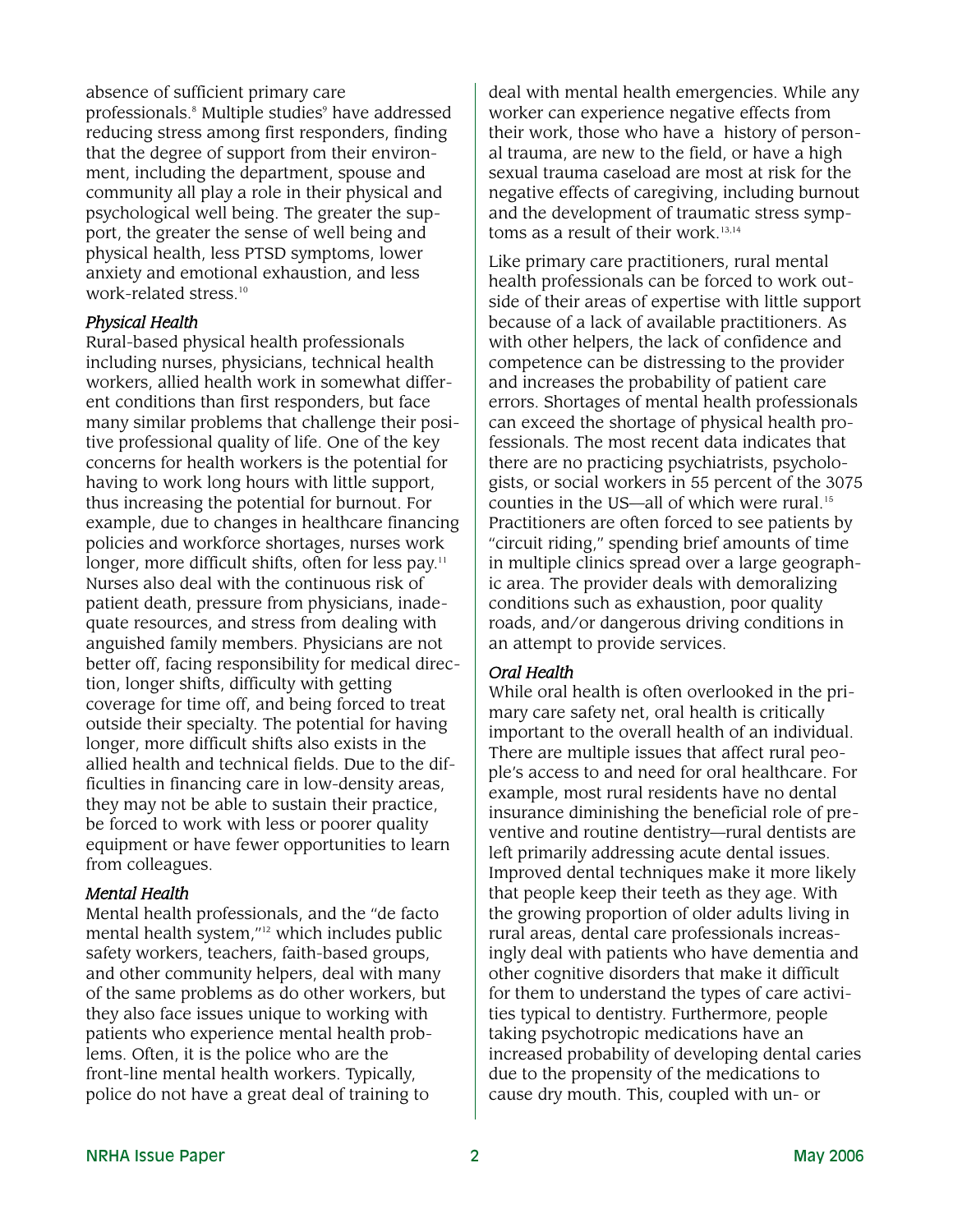absence of sufficient primary care professionals.[8] Multiple studies[9] have addressed reducing stress among first responders, finding that the degree of support from their environment, including the department, spouse and community all play a role in their physical and psychological well being. The greater the support, the greater the sense of well being and physical health, less PTSD symptoms, lower anxiety and emotional exhaustion, and less work-related stress.[10]

### *Physical Health*

Rural-based physical health professionals including nurses, physicians, technical health workers, allied health work in somewhat different conditions than first responders, but face many similar problems that challenge their positive professional quality of life. One of the key concerns for health workers is the potential for having to work long hours with little support, thus increasing the potential for burnout. For example, due to changes in healthcare financing policies and workforce shortages, nurses work longer, more difficult shifts, often for less pay.[11] Nurses also deal with the continuous risk of patient death, pressure from physicians, inadequate resources, and stress from dealing with anguished family members. Physicians are not better off, facing responsibility for medical direction, longer shifts, difficulty with getting coverage for time off, and being forced to treat outside their specialty. The potential for having longer, more difficult shifts also exists in the allied health and technical fields. Due to the difficulties in financing care in low-density areas, they may not be able to sustain their practice, be forced to work with less or poorer quality equipment or have fewer opportunities to learn from colleagues.

### *Mental Health*

Mental health professionals, and the "de facto mental health system,"[12] which includes public safety workers, teachers, faith-based groups, and other community helpers, deal with many of the same problems as do other workers, but they also face issues unique to working with patients who experience mental health problems. Often, it is the police who are the front-line mental health workers. Typically, police do not have a great deal of training to deal with mental health emergencies. While any worker can experience negative effects from their work, those who have a history of personal trauma, are new to the field, or have a high sexual trauma caseload are most at risk for the negative effects of caregiving, including burnout and the development of traumatic stress symptoms as a result of their work.[13,14]

Like primary care practitioners, rural mental health professionals can be forced to work outside of their areas of expertise with little support because of a lack of available practitioners. As with other helpers, the lack of confidence and competence can be distressing to the provider and increases the probability of patient care errors. Shortages of mental health professionals can exceed the shortage of physical health professionals. The most recent data indicates that there are no practicing psychiatrists, psychologists, or social workers in 55 percent of the 3075 counties in the US—all of which were rural.[15] Practitioners are often forced to see patients by "circuit riding," spending brief amounts of time in multiple clinics spread over a large geographic area. The provider deals with demoralizing conditions such as exhaustion, poor quality roads, and/or dangerous driving conditions in an attempt to provide services.

### *Oral Health*

While oral health is often overlooked in the primary care safety net, oral health is critically important to the overall health of an individual. There are multiple issues that affect rural people's access to and need for oral healthcare. For example, most rural residents have no dental insurance diminishing the beneficial role of preventive and routine dentistry—rural dentists are left primarily addressing acute dental issues. Improved dental techniques make it more likely that people keep their teeth as they age. With the growing proportion of older adults living in rural areas, dental care professionals increasingly deal with patients who have dementia and other cognitive disorders that make it difficult for them to understand the types of care activities typical to dentistry. Furthermore, people taking psychotropic medications have an increased probability of developing dental caries due to the propensity of the medications to cause dry mouth. This, coupled with un- or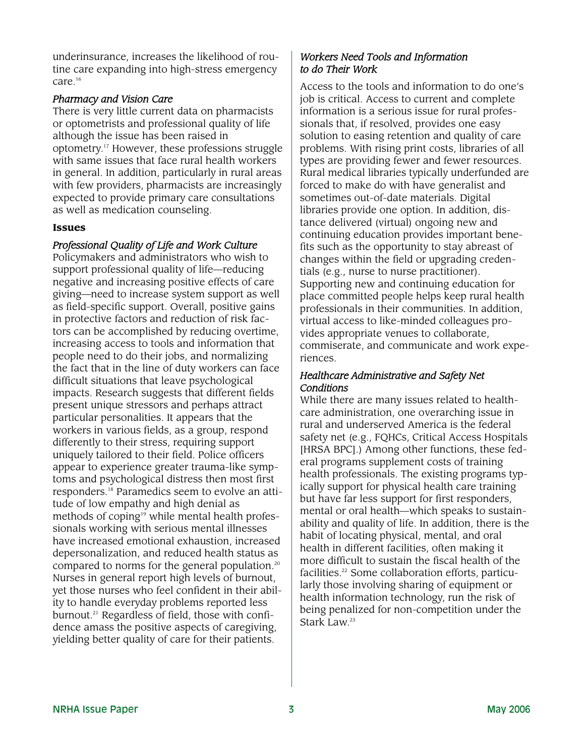underinsurance, increases the likelihood of routine care expanding into high-stress emergency care.[16]

### *Pharmacy and Vision Care*

There is very little current data on pharmacists or optometrists and professional quality of life although the issue has been raised in optometry.[17] However, these professions struggle with same issues that face rural health workers in general. In addition, particularly in rural areas with few providers, pharmacists are increasingly expected to provide primary care consultations as well as medication counseling.

## **Issues**

### *Professional Quality of Life and Work Culture*

Policymakers and administrators who wish to support professional quality of life—reducing negative and increasing positive effects of care giving—need to increase system support as well as field-specific support. Overall, positive gains in protective factors and reduction of risk factors can be accomplished by reducing overtime, increasing access to tools and information that people need to do their jobs, and normalizing the fact that in the line of duty workers can face difficult situations that leave psychological impacts. Research suggests that different fields present unique stressors and perhaps attract particular personalities. It appears that the workers in various fields, as a group, respond differently to their stress, requiring support uniquely tailored to their field. Police officers appear to experience greater trauma-like symptoms and psychological distress then most first responders.[18] Paramedics seem to evolve an attitude of low empathy and high denial as methods of coping[19] while mental health professionals working with serious mental illnesses have increased emotional exhaustion, increased depersonalization, and reduced health status as compared to norms for the general population.[20] Nurses in general report high levels of burnout, yet those nurses who feel confident in their ability to handle everyday problems reported less burnout.[21] Regardless of field, those with confidence amass the positive aspects of caregiving, yielding better quality of care for their patients.

### *Workers Need Tools and Information to do Their Work*

Access to the tools and information to do one's job is critical. Access to current and complete information is a serious issue for rural professionals that, if resolved, provides one easy solution to easing retention and quality of care problems. With rising print costs, libraries of all types are providing fewer and fewer resources. Rural medical libraries typically underfunded are forced to make do with have generalist and sometimes out-of-date materials. Digital libraries provide one option. In addition, distance delivered (virtual) ongoing new and continuing education provides important benefits such as the opportunity to stay abreast of changes within the field or upgrading credentials (e.g., nurse to nurse practitioner). Supporting new and continuing education for place committed people helps keep rural health professionals in their communities. In addition, virtual access to like-minded colleagues provides appropriate venues to collaborate, commiserate, and communicate and work experiences.

### *Healthcare Administrative and Safety Net Conditions*

While there are many issues related to healthcare administration, one overarching issue in rural and underserved America is the federal safety net (e.g., FQHCs, Critical Access Hospitals [HRSA BPC].) Among other functions, these federal programs supplement costs of training health professionals. The existing programs typically support for physical health care training but have far less support for first responders, mental or oral health—which speaks to sustainability and quality of life. In addition, there is the habit of locating physical, mental, and oral health in different facilities, often making it more difficult to sustain the fiscal health of the facilities.[22] Some collaboration efforts, particularly those involving sharing of equipment or health information technology, run the risk of being penalized for non-competition under the Stark Law.[23]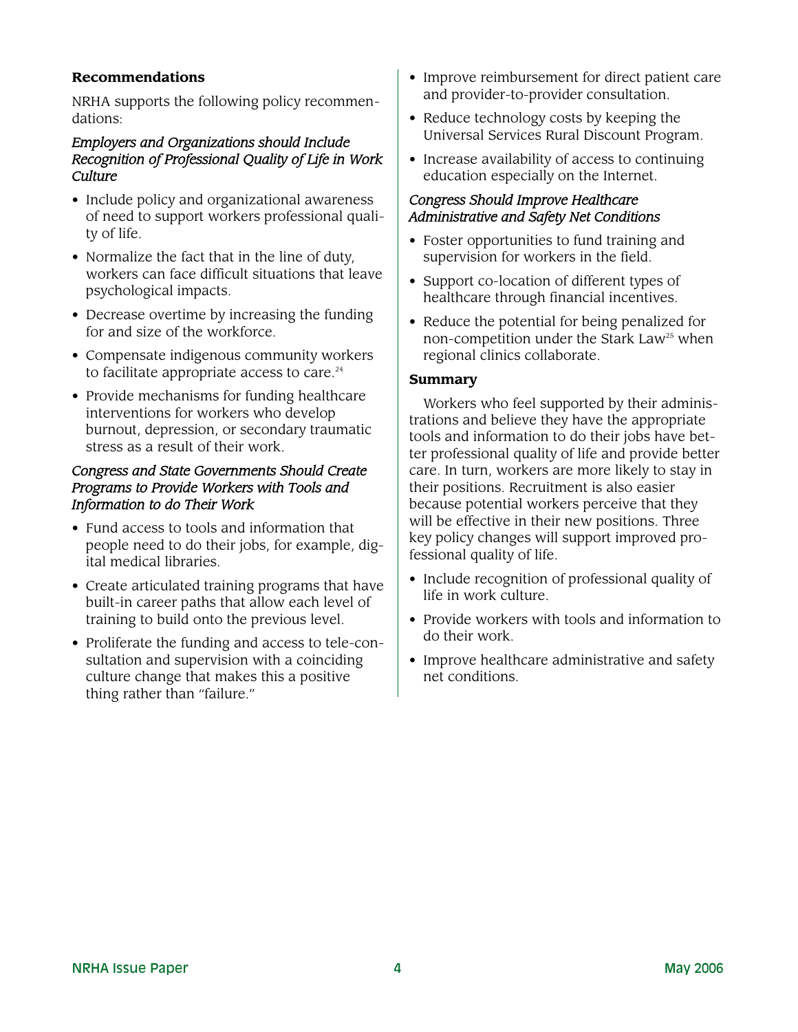## Recommendations

NRHA supports the following policy recommendations:

### *Employers and Organizations should Include Recognition of Professional Quality of Life in Work Culture*

- Include policy and organizational awareness of need to support workers professional quality of life.
- Normalize the fact that in the line of duty, workers can face difficult situations that leave psychological impacts.
- Decrease overtime by increasing the funding for and size of the workforce.
- Compensate indigenous community workers to facilitate appropriate access to care.[24]
- Provide mechanisms for funding healthcare interventions for workers who develop burnout, depression, or secondary traumatic stress as a result of their work.

### *Congress and State Governments Should Create Programs to Provide Workers with Tools and Information to do Their Work*

- Fund access to tools and information that people need to do their jobs, for example, digital medical libraries.
- Create articulated training programs that have built-in career paths that allow each level of training to build onto the previous level.
- Proliferate the funding and access to tele-consultation and supervision with a coinciding culture change that makes this a positive thing rather than "failure."
- Improve reimbursement for direct patient care and provider-to-provider consultation.
- Reduce technology costs by keeping the Universal Services Rural Discount Program.
- Increase availability of access to continuing education especially on the Internet.

### *Congress Should Improve Healthcare Administrative and Safety Net Conditions*

- Foster opportunities to fund training and supervision for workers in the field.
- Support co-location of different types of healthcare through financial incentives.
- Reduce the potential for being penalized for non-competition under the Stark Law[25] when regional clinics collaborate.

## Summary

Workers who feel supported by their administrations and believe they have the appropriate tools and information to do their jobs have better professional quality of life and provide better care. In turn, workers are more likely to stay in their positions. Recruitment is also easier because potential workers perceive that they will be effective in their new positions. Three key policy changes will support improved professional quality of life.

- Include recognition of professional quality of life in work culture.
- Provide workers with tools and information to do their work.
- Improve healthcare administrative and safety net conditions.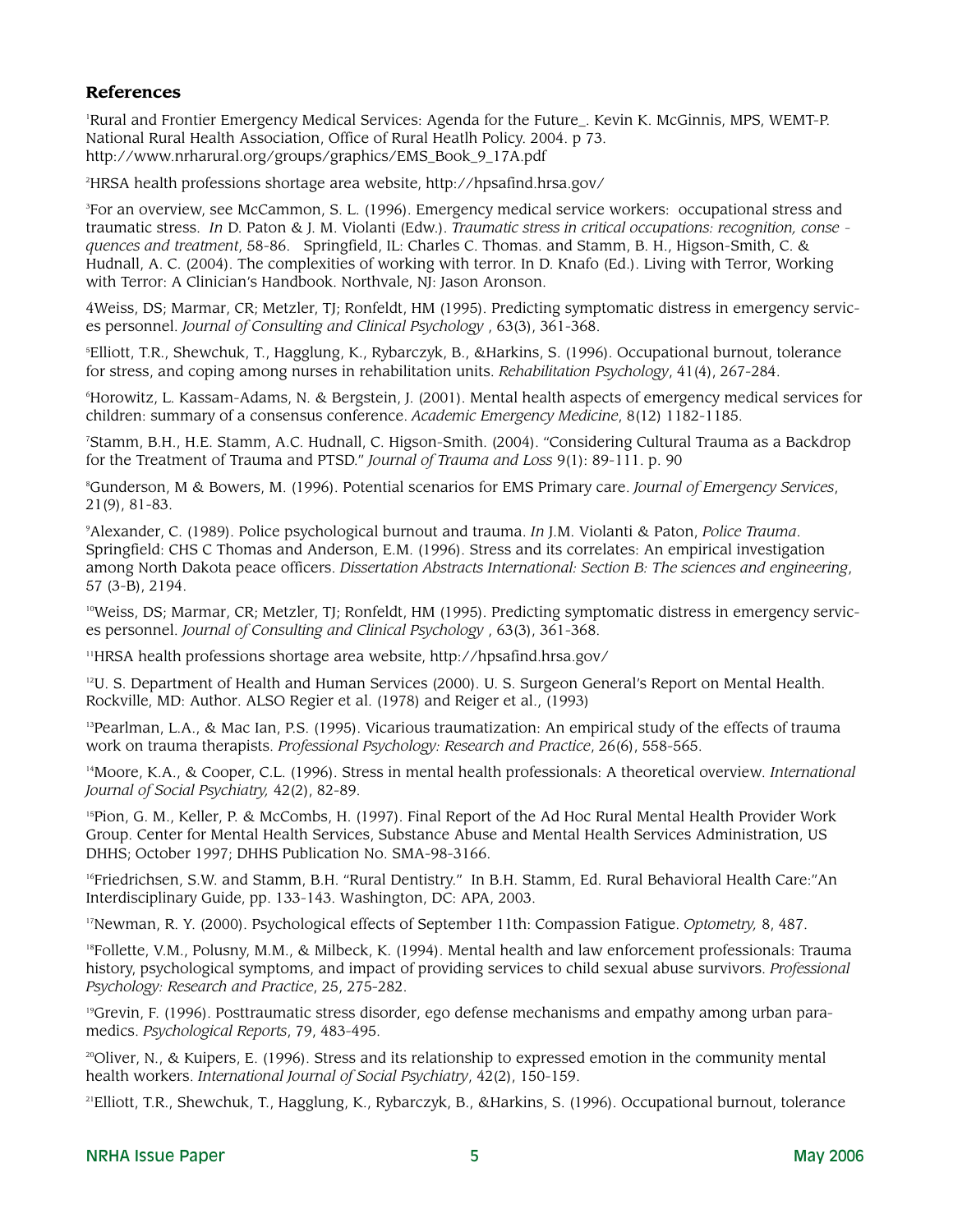## References

[1]Rural and Frontier Emergency Medical Services: Agenda for the Future_. Kevin K. McGinnis, MPS, WEMT-P. National Rural Health Association, Office of Rural Heatlh Policy. 2004. p 73. http://www.nrharural.org/groups/graphics/EMS_Book_9_17A.pdf

[2]HRSA health professions shortage area website, http://hpsafind.hrsa.gov/

[3]For an overview, see McCammon, S. L. (1996). Emergency medical service workers: occupational stress and traumatic stress. *In* D. Paton & J. M. Violanti (Edw.). *Traumatic stress in critical occupations: recognition, conse - quences and treatment*, 58-86. Springfield, IL: Charles C. Thomas. and Stamm, B. H., Higson-Smith, C. & Hudnall, A. C. (2004). The complexities of working with terror. In D. Knafo (Ed.). Living with Terror, Working with Terror: A Clinician's Handbook. Northvale, NJ: Jason Aronson.

4Weiss, DS; Marmar, CR; Metzler, TJ; Ronfeldt, HM (1995). Predicting symptomatic distress in emergency services personnel. *Journal of Consulting and Clinical Psychology* , 63(3), 361-368.

[5]Elliott, T.R., Shewchuk, T., Hagglung, K., Rybarczyk, B., &Harkins, S. (1996). Occupational burnout, tolerance for stress, and coping among nurses in rehabilitation units. *Rehabilitation Psychology*, 41(4), 267-284.

[6]Horowitz, L. Kassam-Adams, N. & Bergstein, J. (2001). Mental health aspects of emergency medical services for children: summary of a consensus conference. *Academic Emergency Medicine*, 8(12) 1182-1185.

[7]Stamm, B.H., H.E. Stamm, A.C. Hudnall, C. Higson-Smith. (2004). "Considering Cultural Trauma as a Backdrop for the Treatment of Trauma and PTSD." *Journal of Trauma and Loss* 9(1): 89-111. p. 90

[8]Gunderson, M & Bowers, M. (1996). Potential scenarios for EMS Primary care. *Journal of Emergency Services*, 21(9), 81-83.

[9]Alexander, C. (1989). Police psychological burnout and trauma. *In* J.M. Violanti & Paton, *Police Trauma*. Springfield: CHS C Thomas and Anderson, E.M. (1996). Stress and its correlates: An empirical investigation among North Dakota peace officers. *Dissertation Abstracts International: Section B: The sciences and engineering*, 57 (3-B), 2194.

[10]Weiss, DS; Marmar, CR; Metzler, TJ; Ronfeldt, HM (1995). Predicting symptomatic distress in emergency services personnel. *Journal of Consulting and Clinical Psychology* , 63(3), 361-368.

[11]HRSA health professions shortage area website, http://hpsafind.hrsa.gov/

[12]U. S. Department of Health and Human Services (2000). U. S. Surgeon General's Report on Mental Health. Rockville, MD: Author. ALSO Regier et al. (1978) and Reiger et al., (1993)

[13]Pearlman, L.A., & Mac Ian, P.S. (1995). Vicarious traumatization: An empirical study of the effects of trauma work on trauma therapists. *Professional Psychology: Research and Practice*, 26(6), 558-565.

[14]Moore, K.A., & Cooper, C.L. (1996). Stress in mental health professionals: A theoretical overview. *International Journal of Social Psychiatry,* 42(2), 82-89.

[15]Pion, G. M., Keller, P. & McCombs, H. (1997). Final Report of the Ad Hoc Rural Mental Health Provider Work Group. Center for Mental Health Services, Substance Abuse and Mental Health Services Administration, US DHHS; October 1997; DHHS Publication No. SMA-98-3166.

[16]Friedrichsen, S.W. and Stamm, B.H. "Rural Dentistry." In B.H. Stamm, Ed. Rural Behavioral Health Care:"An Interdisciplinary Guide, pp. 133-143. Washington, DC: APA, 2003.

[17]Newman, R. Y. (2000). Psychological effects of September 11th: Compassion Fatigue. *Optometry,* 8, 487.

[18]Follette, V.M., Polusny, M.M., & Milbeck, K. (1994). Mental health and law enforcement professionals: Trauma history, psychological symptoms, and impact of providing services to child sexual abuse survivors. *Professional Psychology: Research and Practice*, 25, 275-282.

[19]Grevin, F. (1996). Posttraumatic stress disorder, ego defense mechanisms and empathy among urban paramedics. *Psychological Reports*, 79, 483-495.

[20]Oliver, N., & Kuipers, E. (1996). Stress and its relationship to expressed emotion in the community mental health workers. *International Journal of Social Psychiatry*, 42(2), 150-159.

[21]Elliott, T.R., Shewchuk, T., Hagglung, K., Rybarczyk, B., &Harkins, S. (1996). Occupational burnout, tolerance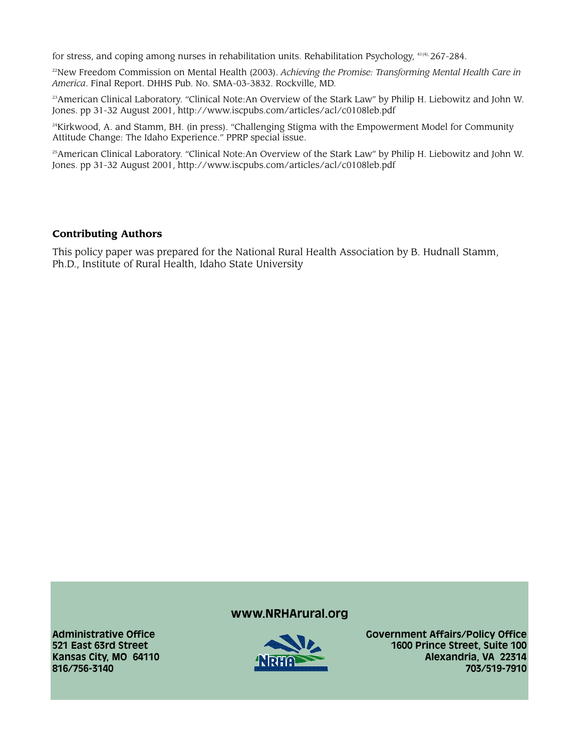for stress, and coping among nurses in rehabilitation units. Rehabilitation Psychology, 41(4), 267-284.

[22]New Freedom Commission on Mental Health (2003). *Achieving the Promise: Transforming Mental Health Care in America*. Final Report. DHHS Pub. No. SMA-03-3832. Rockville, MD.

[23]American Clinical Laboratory. "Clinical Note:An Overview of the Stark Law" by Philip H. Liebowitz and John W. Jones. pp 31-32 August 2001, http://www.iscpubs.com/articles/acl/c0108leb.pdf

[24]Kirkwood, A. and Stamm, BH. (in press). "Challenging Stigma with the Empowerment Model for Community Attitude Change: The Idaho Experience." PPRP special issue.

[25]American Clinical Laboratory. "Clinical Note:An Overview of the Stark Law" by Philip H. Liebowitz and John W. Jones. pp 31-32 August 2001, http://www.iscpubs.com/articles/acl/c0108leb.pdf

**Contributing Authors**

This policy paper was prepared for the National Rural Health Association by B. Hudnall Stamm, Ph.D., Institute of Rural Health, Idaho State University

**www.NRHArural.org**

**Administrative Office**
**521 East 63rd Street**
**Kansas City, MO 64110**
**816/756-3140**

**Government Affairs/Policy Office**
**1600 Prince Street, Suite 100**
**Alexandria, VA 22314**
**703/519-7910**